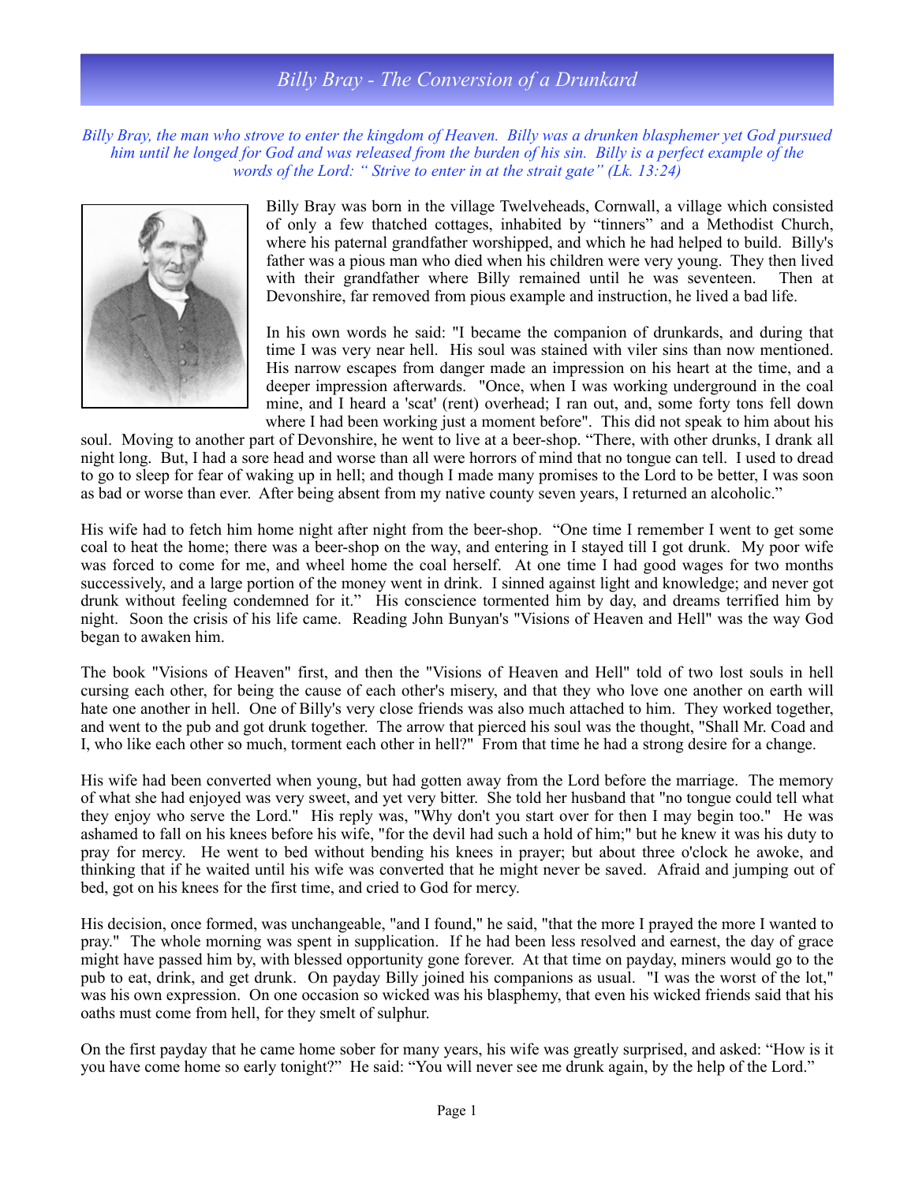# Billy Bray - The Conversion of a Drunkard

*Billy Bray, the man who strove to enter the kingdom of Heaven. Billy was a drunken blasphemer yet God pursued him until he longed for God and was released from the burden of his sin. Billy is a perfect example of the words of the Lord: " Strive to enter in at the strait gate" (Lk. 13:24)*

Billy Bray was born in the village Twelveheads, Cornwall, a village which consisted of only a few thatched cottages, inhabited by "tinners" and a Methodist Church, where his paternal grandfather worshipped, and which he had helped to build. Billy's father was a pious man who died when his children were very young. They then lived with their grandfather where Billy remained until he was seventeen. Then at Devonshire, far removed from pious example and instruction, he lived a bad life.

In his own words he said: "I became the companion of drunkards, and during that time I was very near hell. His soul was stained with viler sins than now mentioned. His narrow escapes from danger made an impression on his heart at the time, and a deeper impression afterwards. "Once, when I was working underground in the coal mine, and I heard a 'scat' (rent) overhead; I ran out, and, some forty tons fell down where I had been working just a moment before". This did not speak to him about his soul. Moving to another part of Devonshire, he went to live at a beer-shop. "There, with other drunks, I drank all night long. But, I had a sore head and worse than all were horrors of mind that no tongue can tell. I used to dread to go to sleep for fear of waking up in hell; and though I made many promises to the Lord to be better, I was soon as bad or worse than ever. After being absent from my native county seven years, I returned an alcoholic."

His wife had to fetch him home night after night from the beer-shop. "One time I remember I went to get some coal to heat the home; there was a beer-shop on the way, and entering in I stayed till I got drunk. My poor wife was forced to come for me, and wheel home the coal herself. At one time I had good wages for two months successively, and a large portion of the money went in drink. I sinned against light and knowledge; and never got drunk without feeling condemned for it." His conscience tormented him by day, and dreams terrified him by night. Soon the crisis of his life came. Reading John Bunyan's "Visions of Heaven and Hell" was the way God began to awaken him.

The book "Visions of Heaven" first, and then the "Visions of Heaven and Hell" told of two lost souls in hell cursing each other, for being the cause of each other's misery, and that they who love one another on earth will hate one another in hell. One of Billy's very close friends was also much attached to him. They worked together, and went to the pub and got drunk together. The arrow that pierced his soul was the thought, "Shall Mr. Coad and I, who like each other so much, torment each other in hell?" From that time he had a strong desire for a change.

His wife had been converted when young, but had gotten away from the Lord before the marriage. The memory of what she had enjoyed was very sweet, and yet very bitter. She told her husband that "no tongue could tell what they enjoy who serve the Lord." His reply was, "Why don't you start over for then I may begin too." He was ashamed to fall on his knees before his wife, "for the devil had such a hold of him;" but he knew it was his duty to pray for mercy. He went to bed without bending his knees in prayer; but about three o'clock he awoke, and thinking that if he waited until his wife was converted that he might never be saved. Afraid and jumping out of bed, got on his knees for the first time, and cried to God for mercy.

His decision, once formed, was unchangeable, "and I found," he said, "that the more I prayed the more I wanted to pray." The whole morning was spent in supplication. If he had been less resolved and earnest, the day of grace might have passed him by, with blessed opportunity gone forever. At that time on payday, miners would go to the pub to eat, drink, and get drunk. On payday Billy joined his companions as usual. "I was the worst of the lot," was his own expression. On one occasion so wicked was his blasphemy, that even his wicked friends said that his oaths must come from hell, for they smelt of sulphur.

On the first payday that he came home sober for many years, his wife was greatly surprised, and asked: "How is it you have come home so early tonight?" He said: "You will never see me drunk again, by the help of the Lord."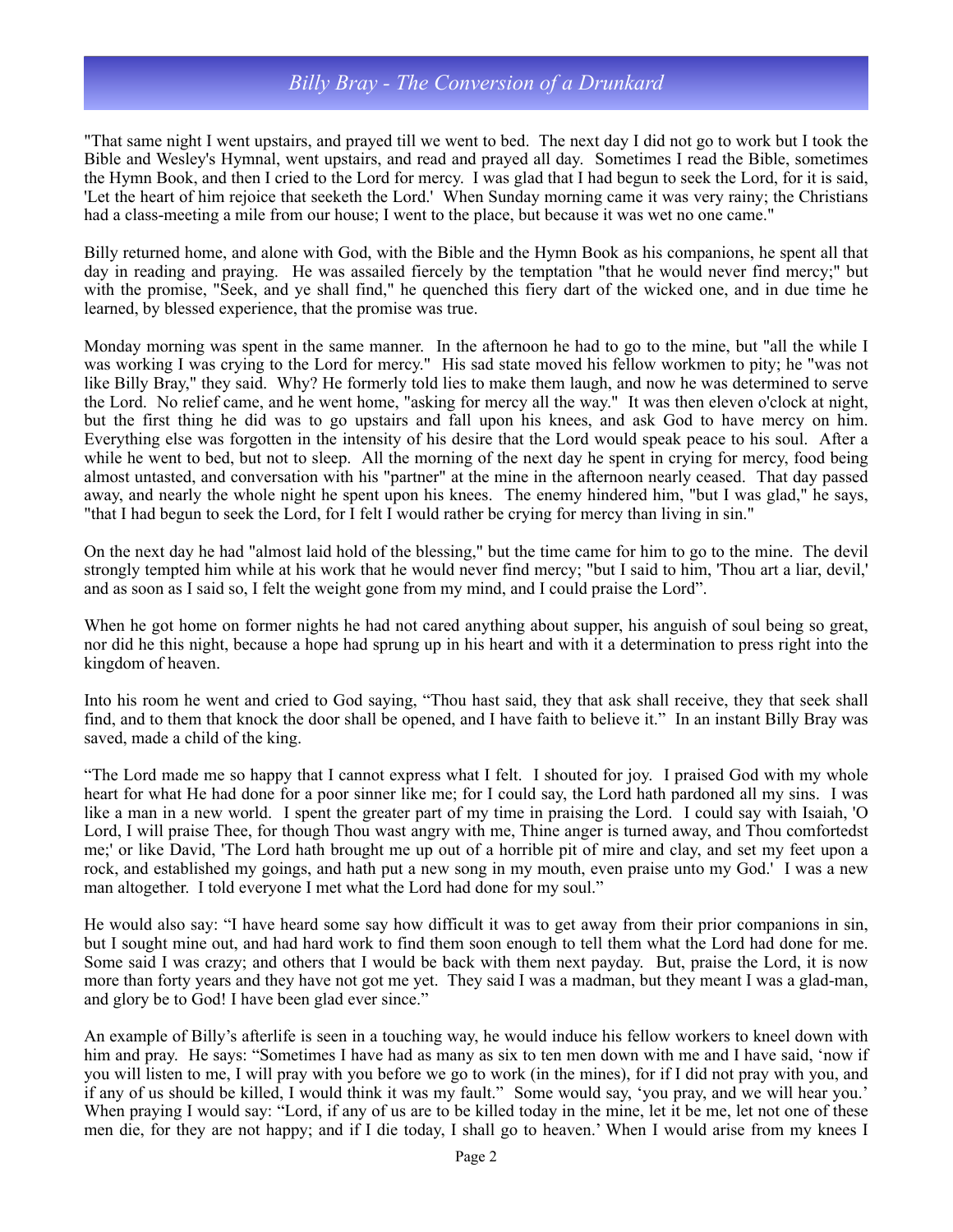"That same night I went upstairs, and prayed till we went to bed. The next day I did not go to work but I took the Bible and Wesley's Hymnal, went upstairs, and read and prayed all day. Sometimes I read the Bible, sometimes the Hymn Book, and then I cried to the Lord for mercy. I was glad that I had begun to seek the Lord, for it is said, 'Let the heart of him rejoice that seeketh the Lord.' When Sunday morning came it was very rainy; the Christians had a class-meeting a mile from our house; I went to the place, but because it was wet no one came."

Billy returned home, and alone with God, with the Bible and the Hymn Book as his companions, he spent all that day in reading and praying. He was assailed fiercely by the temptation "that he would never find mercy;" but with the promise, "Seek, and ye shall find," he quenched this fiery dart of the wicked one, and in due time he learned, by blessed experience, that the promise was true.

Monday morning was spent in the same manner. In the afternoon he had to go to the mine, but "all the while I was working I was crying to the Lord for mercy." His sad state moved his fellow workmen to pity; he "was not like Billy Bray," they said. Why? He formerly told lies to make them laugh, and now he was determined to serve the Lord. No relief came, and he went home, "asking for mercy all the way." It was then eleven o'clock at night, but the first thing he did was to go upstairs and fall upon his knees, and ask God to have mercy on him. Everything else was forgotten in the intensity of his desire that the Lord would speak peace to his soul. After a while he went to bed, but not to sleep. All the morning of the next day he spent in crying for mercy, food being almost untasted, and conversation with his "partner" at the mine in the afternoon nearly ceased. That day passed away, and nearly the whole night he spent upon his knees. The enemy hindered him, "but I was glad," he says, "that I had begun to seek the Lord, for I felt I would rather be crying for mercy than living in sin."

On the next day he had "almost laid hold of the blessing," but the time came for him to go to the mine. The devil strongly tempted him while at his work that he would never find mercy; "but I said to him, 'Thou art a liar, devil,' and as soon as I said so, I felt the weight gone from my mind, and I could praise the Lord".

When he got home on former nights he had not cared anything about supper, his anguish of soul being so great, nor did he this night, because a hope had sprung up in his heart and with it a determination to press right into the kingdom of heaven.

Into his room he went and cried to God saying, "Thou hast said, they that ask shall receive, they that seek shall find, and to them that knock the door shall be opened, and I have faith to believe it." In an instant Billy Bray was saved, made a child of the king.

"The Lord made me so happy that I cannot express what I felt. I shouted for joy. I praised God with my whole heart for what He had done for a poor sinner like me; for I could say, the Lord hath pardoned all my sins. I was like a man in a new world. I spent the greater part of my time in praising the Lord. I could say with Isaiah, 'O Lord, I will praise Thee, for though Thou wast angry with me, Thine anger is turned away, and Thou comfortedst me;' or like David, 'The Lord hath brought me up out of a horrible pit of mire and clay, and set my feet upon a rock, and established my goings, and hath put a new song in my mouth, even praise unto my God.' I was a new man altogether. I told everyone I met what the Lord had done for my soul."

He would also say: "I have heard some say how difficult it was to get away from their prior companions in sin, but I sought mine out, and had hard work to find them soon enough to tell them what the Lord had done for me. Some said I was crazy; and others that I would be back with them next payday. But, praise the Lord, it is now more than forty years and they have not got me yet. They said I was a madman, but they meant I was a glad-man, and glory be to God! I have been glad ever since."

An example of Billy's afterlife is seen in a touching way, he would induce his fellow workers to kneel down with him and pray. He says: "Sometimes I have had as many as six to ten men down with me and I have said, 'now if you will listen to me, I will pray with you before we go to work (in the mines), for if I did not pray with you, and if any of us should be killed, I would think it was my fault." Some would say, 'you pray, and we will hear you.' When praying I would say: "Lord, if any of us are to be killed today in the mine, let it be me, let not one of these men die, for they are not happy; and if I die today, I shall go to heaven.' When I would arise from my knees I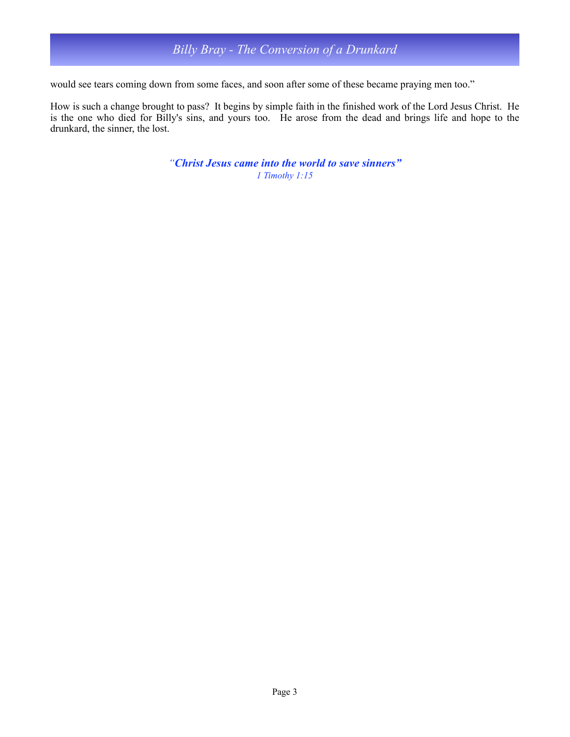would see tears coming down from some faces, and soon after some of these became praying men too."

How is such a change brought to pass? It begins by simple faith in the finished work of the Lord Jesus Christ. He is the one who died for Billy's sins, and yours too. He arose from the dead and brings life and hope to the drunkard, the sinner, the lost.

*"**Christ Jesus came into the world to save sinners**"*
*1 Timothy 1:15*